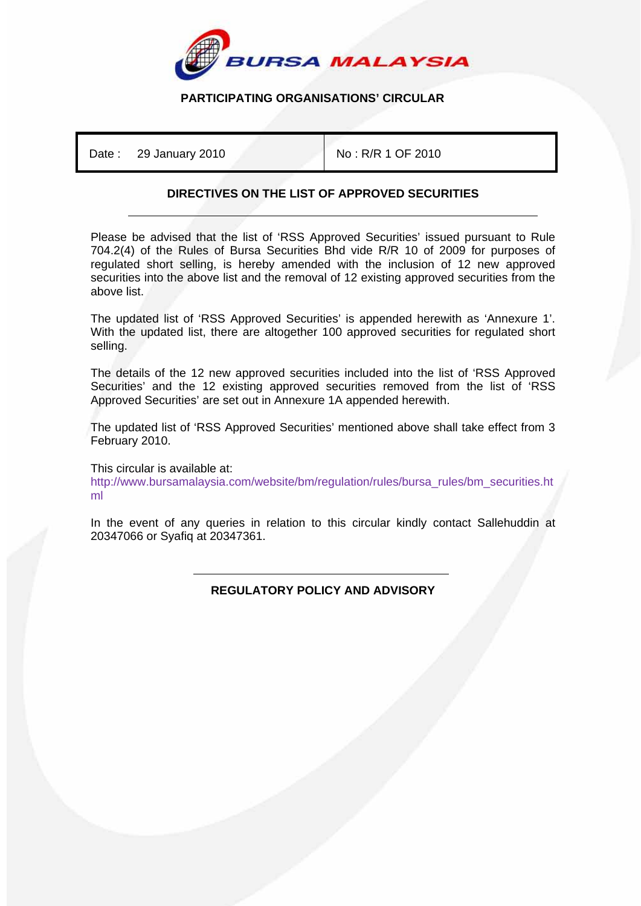BURSA MALAYSIA

**PARTICIPATING ORGANISATIONS' CIRCULAR**

| Date : 29 January 2010 | No : R/R 1 OF 2010 |
| --- | --- |

## DIRECTIVES ON THE LIST OF APPROVED SECURITIES

Please be advised that the list of 'RSS Approved Securities' issued pursuant to Rule 704.2(4) of the Rules of Bursa Securities Bhd vide R/R 10 of 2009 for purposes of regulated short selling, is hereby amended with the inclusion of 12 new approved securities into the above list and the removal of 12 existing approved securities from the above list.

The updated list of 'RSS Approved Securities' is appended herewith as 'Annexure 1'. With the updated list, there are altogether 100 approved securities for regulated short selling.

The details of the 12 new approved securities included into the list of 'RSS Approved Securities' and the 12 existing approved securities removed from the list of 'RSS Approved Securities' are set out in Annexure 1A appended herewith.

The updated list of 'RSS Approved Securities' mentioned above shall take effect from 3 February 2010.

This circular is available at:
http://www.bursamalaysia.com/website/bm/regulation/rules/bursa_rules/bm_securities.html

In the event of any queries in relation to this circular kindly contact Sallehuddin at 20347066 or Syafiq at 20347361.

**REGULATORY POLICY AND ADVISORY**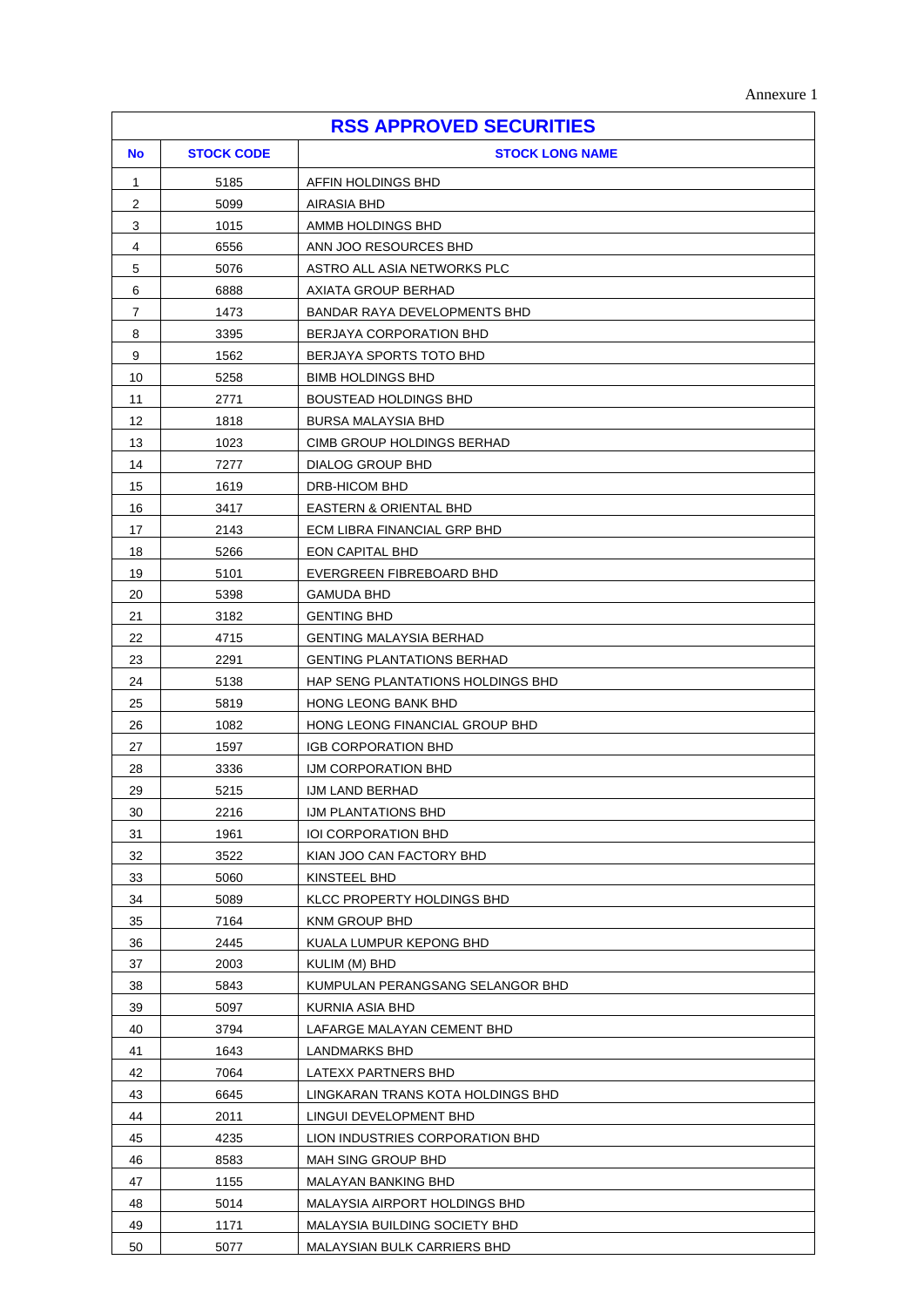Annexure 1

# RSS APPROVED SECURITIES

| No | STOCK CODE | STOCK LONG NAME |
|---|---|---|
| 1 | 5185 | AFFIN HOLDINGS BHD |
| 2 | 5099 | AIRASIA BHD |
| 3 | 1015 | AMMB HOLDINGS BHD |
| 4 | 6556 | ANN JOO RESOURCES BHD |
| 5 | 5076 | ASTRO ALL ASIA NETWORKS PLC |
| 6 | 6888 | AXIATA GROUP BERHAD |
| 7 | 1473 | BANDAR RAYA DEVELOPMENTS BHD |
| 8 | 3395 | BERJAYA CORPORATION BHD |
| 9 | 1562 | BERJAYA SPORTS TOTO BHD |
| 10 | 5258 | BIMB HOLDINGS BHD |
| 11 | 2771 | BOUSTEAD HOLDINGS BHD |
| 12 | 1818 | BURSA MALAYSIA BHD |
| 13 | 1023 | CIMB GROUP HOLDINGS BERHAD |
| 14 | 7277 | DIALOG GROUP BHD |
| 15 | 1619 | DRB-HICOM BHD |
| 16 | 3417 | EASTERN & ORIENTAL BHD |
| 17 | 2143 | ECM LIBRA FINANCIAL GRP BHD |
| 18 | 5266 | EON CAPITAL BHD |
| 19 | 5101 | EVERGREEN FIBREBOARD BHD |
| 20 | 5398 | GAMUDA BHD |
| 21 | 3182 | GENTING BHD |
| 22 | 4715 | GENTING MALAYSIA BERHAD |
| 23 | 2291 | GENTING PLANTATIONS BERHAD |
| 24 | 5138 | HAP SENG PLANTATIONS HOLDINGS BHD |
| 25 | 5819 | HONG LEONG BANK BHD |
| 26 | 1082 | HONG LEONG FINANCIAL GROUP BHD |
| 27 | 1597 | IGB CORPORATION BHD |
| 28 | 3336 | IJM CORPORATION BHD |
| 29 | 5215 | IJM LAND BERHAD |
| 30 | 2216 | IJM PLANTATIONS BHD |
| 31 | 1961 | IOI CORPORATION BHD |
| 32 | 3522 | KIAN JOO CAN FACTORY BHD |
| 33 | 5060 | KINSTEEL BHD |
| 34 | 5089 | KLCC PROPERTY HOLDINGS BHD |
| 35 | 7164 | KNM GROUP BHD |
| 36 | 2445 | KUALA LUMPUR KEPONG BHD |
| 37 | 2003 | KULIM (M) BHD |
| 38 | 5843 | KUMPULAN PERANGSANG SELANGOR BHD |
| 39 | 5097 | KURNIA ASIA BHD |
| 40 | 3794 | LAFARGE MALAYAN CEMENT BHD |
| 41 | 1643 | LANDMARKS BHD |
| 42 | 7064 | LATEXX PARTNERS BHD |
| 43 | 6645 | LINGKARAN TRANS KOTA HOLDINGS BHD |
| 44 | 2011 | LINGUI DEVELOPMENT BHD |
| 45 | 4235 | LION INDUSTRIES CORPORATION BHD |
| 46 | 8583 | MAH SING GROUP BHD |
| 47 | 1155 | MALAYAN BANKING BHD |
| 48 | 5014 | MALAYSIA AIRPORT HOLDINGS BHD |
| 49 | 1171 | MALAYSIA BUILDING SOCIETY BHD |
| 50 | 5077 | MALAYSIAN BULK CARRIERS BHD |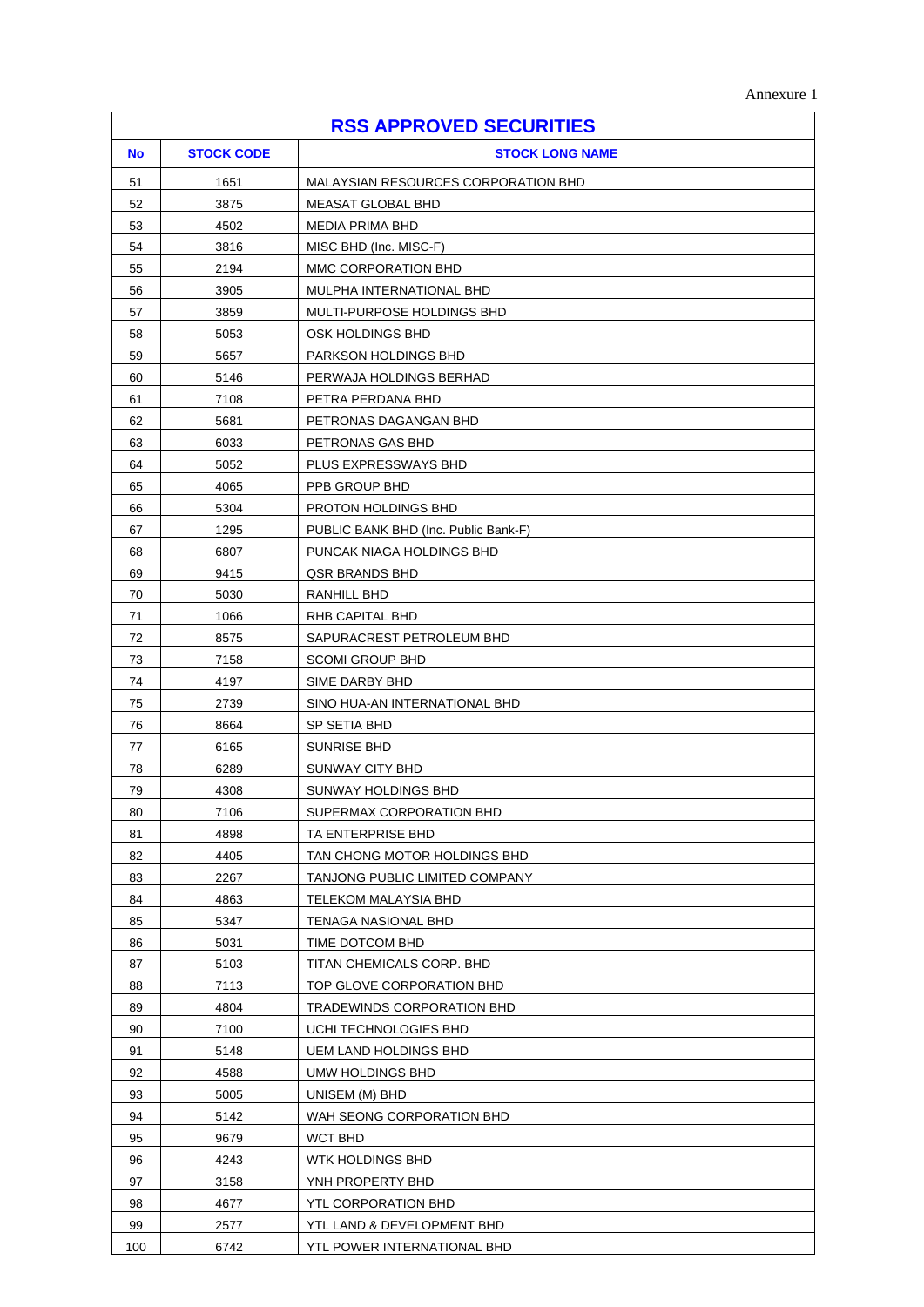Annexure 1

| RSS APPROVED SECURITIES | | |
|---|---|---|
| **No** | **STOCK CODE** | **STOCK LONG NAME** |
| 51 | 1651 | MALAYSIAN RESOURCES CORPORATION BHD |
| 52 | 3875 | MEASAT GLOBAL BHD |
| 53 | 4502 | MEDIA PRIMA BHD |
| 54 | 3816 | MISC BHD (Inc. MISC-F) |
| 55 | 2194 | MMC CORPORATION BHD |
| 56 | 3905 | MULPHA INTERNATIONAL BHD |
| 57 | 3859 | MULTI-PURPOSE HOLDINGS BHD |
| 58 | 5053 | OSK HOLDINGS BHD |
| 59 | 5657 | PARKSON HOLDINGS BHD |
| 60 | 5146 | PERWAJA HOLDINGS BERHAD |
| 61 | 7108 | PETRA PERDANA BHD |
| 62 | 5681 | PETRONAS DAGANGAN BHD |
| 63 | 6033 | PETRONAS GAS BHD |
| 64 | 5052 | PLUS EXPRESSWAYS BHD |
| 65 | 4065 | PPB GROUP BHD |
| 66 | 5304 | PROTON HOLDINGS BHD |
| 67 | 1295 | PUBLIC BANK BHD (Inc. Public Bank-F) |
| 68 | 6807 | PUNCAK NIAGA HOLDINGS BHD |
| 69 | 9415 | QSR BRANDS BHD |
| 70 | 5030 | RANHILL BHD |
| 71 | 1066 | RHB CAPITAL BHD |
| 72 | 8575 | SAPURACREST PETROLEUM BHD |
| 73 | 7158 | SCOMI GROUP BHD |
| 74 | 4197 | SIME DARBY BHD |
| 75 | 2739 | SINO HUA-AN INTERNATIONAL BHD |
| 76 | 8664 | SP SETIA BHD |
| 77 | 6165 | SUNRISE BHD |
| 78 | 6289 | SUNWAY CITY BHD |
| 79 | 4308 | SUNWAY HOLDINGS BHD |
| 80 | 7106 | SUPERMAX CORPORATION BHD |
| 81 | 4898 | TA ENTERPRISE BHD |
| 82 | 4405 | TAN CHONG MOTOR HOLDINGS BHD |
| 83 | 2267 | TANJONG PUBLIC LIMITED COMPANY |
| 84 | 4863 | TELEKOM MALAYSIA BHD |
| 85 | 5347 | TENAGA NASIONAL BHD |
| 86 | 5031 | TIME DOTCOM BHD |
| 87 | 5103 | TITAN CHEMICALS CORP. BHD |
| 88 | 7113 | TOP GLOVE CORPORATION BHD |
| 89 | 4804 | TRADEWINDS CORPORATION BHD |
| 90 | 7100 | UCHI TECHNOLOGIES BHD |
| 91 | 5148 | UEM LAND HOLDINGS BHD |
| 92 | 4588 | UMW HOLDINGS BHD |
| 93 | 5005 | UNISEM (M) BHD |
| 94 | 5142 | WAH SEONG CORPORATION BHD |
| 95 | 9679 | WCT BHD |
| 96 | 4243 | WTK HOLDINGS BHD |
| 97 | 3158 | YNH PROPERTY BHD |
| 98 | 4677 | YTL CORPORATION BHD |
| 99 | 2577 | YTL LAND & DEVELOPMENT BHD |
| 100 | 6742 | YTL POWER INTERNATIONAL BHD |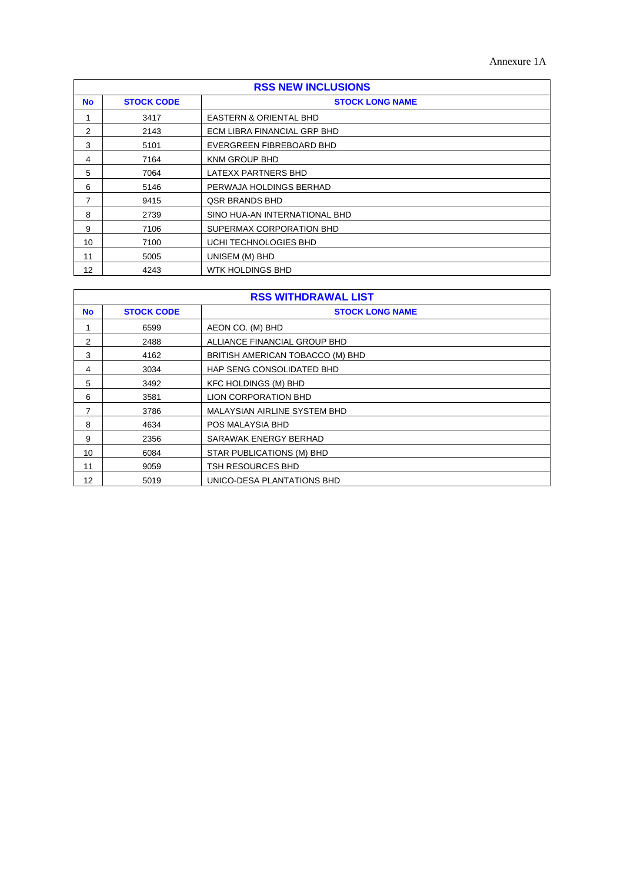Annexure 1A

| RSS NEW INCLUSIONS | | |
|---|---|---|
| **No** | **STOCK CODE** | **STOCK LONG NAME** |
| 1 | 3417 | EASTERN & ORIENTAL BHD |
| 2 | 2143 | ECM LIBRA FINANCIAL GRP BHD |
| 3 | 5101 | EVERGREEN FIBREBOARD BHD |
| 4 | 7164 | KNM GROUP BHD |
| 5 | 7064 | LATEXX PARTNERS BHD |
| 6 | 5146 | PERWAJA HOLDINGS BERHAD |
| 7 | 9415 | QSR BRANDS BHD |
| 8 | 2739 | SINO HUA-AN INTERNATIONAL BHD |
| 9 | 7106 | SUPERMAX CORPORATION BHD |
| 10 | 7100 | UCHI TECHNOLOGIES BHD |
| 11 | 5005 | UNISEM (M) BHD |
| 12 | 4243 | WTK HOLDINGS BHD |

| RSS WITHDRAWAL LIST | | |
|---|---|---|
| **No** | **STOCK CODE** | **STOCK LONG NAME** |
| 1 | 6599 | AEON CO. (M) BHD |
| 2 | 2488 | ALLIANCE FINANCIAL GROUP BHD |
| 3 | 4162 | BRITISH AMERICAN TOBACCO (M) BHD |
| 4 | 3034 | HAP SENG CONSOLIDATED BHD |
| 5 | 3492 | KFC HOLDINGS (M) BHD |
| 6 | 3581 | LION CORPORATION BHD |
| 7 | 3786 | MALAYSIAN AIRLINE SYSTEM BHD |
| 8 | 4634 | POS MALAYSIA BHD |
| 9 | 2356 | SARAWAK ENERGY BERHAD |
| 10 | 6084 | STAR PUBLICATIONS (M) BHD |
| 11 | 9059 | TSH RESOURCES BHD |
| 12 | 5019 | UNICO-DESA PLANTATIONS BHD |